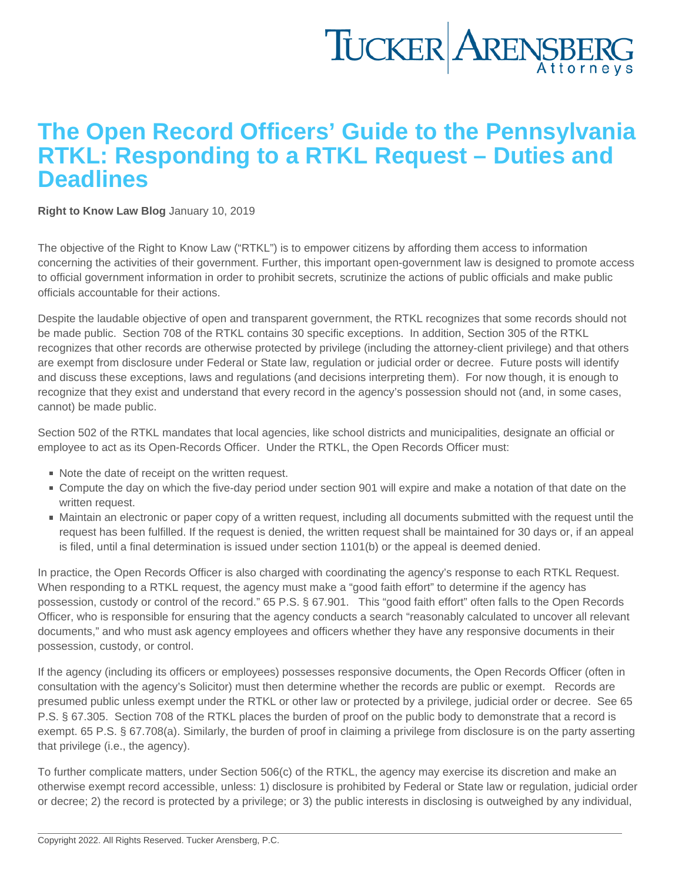# The Open Record Officers' Guide to the Pennsylvania RTKL: Responding to a RTKL Request – Duties and Deadlines

**Right to Know Law Blog** January 10, 2019

The objective of the Right to Know Law ("RTKL") is to empower citizens by affording them access to information concerning the activities of their government. Further, this important open-government law is designed to promote access to official government information in order to prohibit secrets, scrutinize the actions of public officials and make public officials accountable for their actions.

Despite the laudable objective of open and transparent government, the RTKL recognizes that some records should not be made public. Section 708 of the RTKL contains 30 specific exceptions. In addition, Section 305 of the RTKL recognizes that other records are otherwise protected by privilege (including the attorney-client privilege) and that others are exempt from disclosure under Federal or State law, regulation or judicial order or decree. Future posts will identify and discuss these exceptions, laws and regulations (and decisions interpreting them). For now though, it is enough to recognize that they exist and understand that every record in the agency's possession should not (and, in some cases, cannot) be made public.

Section 502 of the RTKL mandates that local agencies, like school districts and municipalities, designate an official or employee to act as its Open-Records Officer. Under the RTKL, the Open Records Officer must:

- Note the date of receipt on the written request.
- Compute the day on which the five-day period under section 901 will expire and make a notation of that date on the written request.
- Maintain an electronic or paper copy of a written request, including all documents submitted with the request until the request has been fulfilled. If the request is denied, the written request shall be maintained for 30 days or, if an appeal is filed, until a final determination is issued under section 1101(b) or the appeal is deemed denied.

In practice, the Open Records Officer is also charged with coordinating the agency's response to each RTKL Request. When responding to a RTKL request, the agency must make a "good faith effort" to determine if the agency has possession, custody or control of the record." 65 P.S. § 67.901. This "good faith effort" often falls to the Open Records Officer, who is responsible for ensuring that the agency conducts a search "reasonably calculated to uncover all relevant documents," and who must ask agency employees and officers whether they have any responsive documents in their possession, custody, or control.

If the agency (including its officers or employees) possesses responsive documents, the Open Records Officer (often in consultation with the agency's Solicitor) must then determine whether the records are public or exempt. Records are presumed public unless exempt under the RTKL or other law or protected by a privilege, judicial order or decree. See 65 P.S. § 67.305. Section 708 of the RTKL places the burden of proof on the public body to demonstrate that a record is exempt. 65 P.S. § 67.708(a). Similarly, the burden of proof in claiming a privilege from disclosure is on the party asserting that privilege (i.e., the agency).

To further complicate matters, under Section 506(c) of the RTKL, the agency may exercise its discretion and make an otherwise exempt record accessible, unless: 1) disclosure is prohibited by Federal or State law or regulation, judicial order or decree; 2) the record is protected by a privilege; or 3) the public interests in disclosing is outweighed by any individual,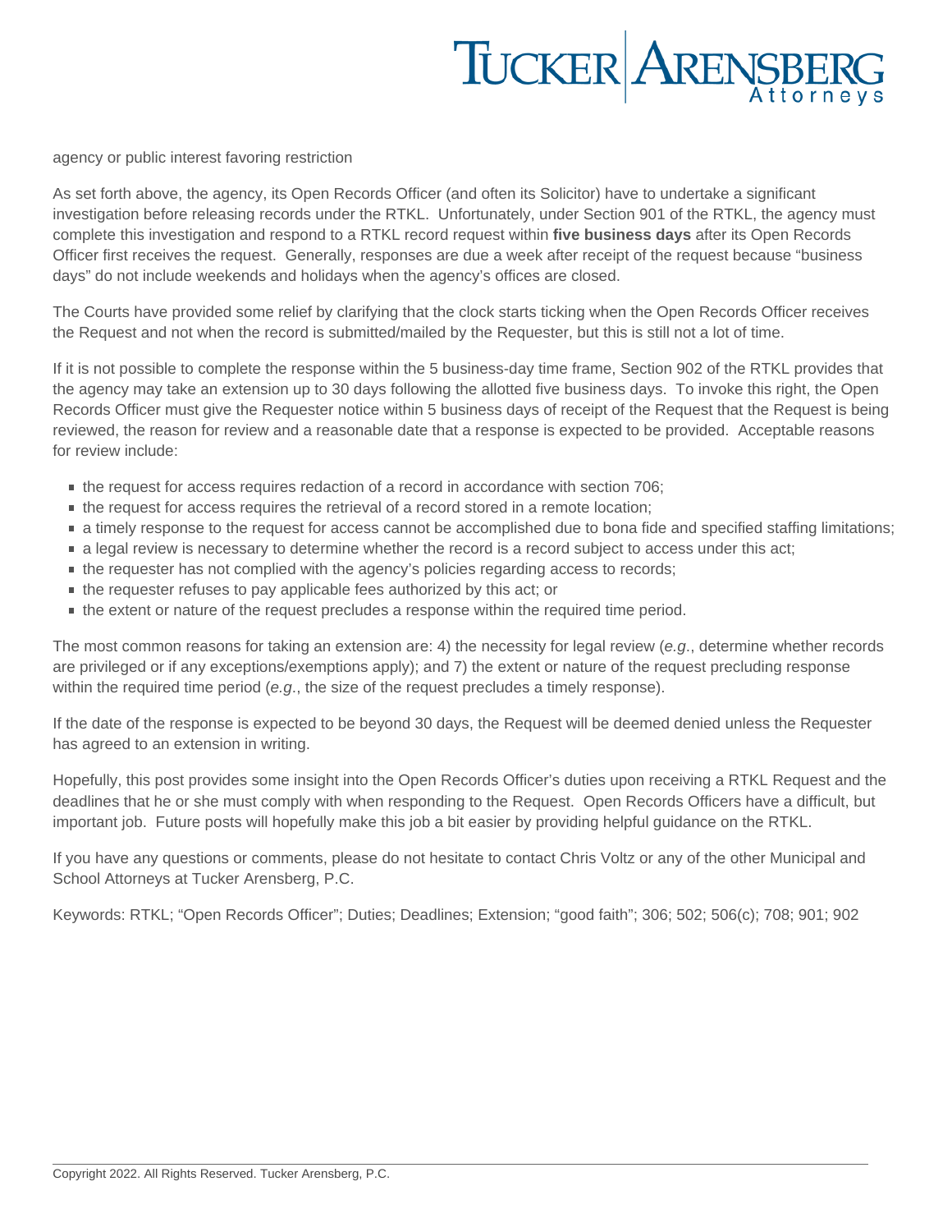agency or public interest favoring restriction

As set forth above, the agency, its Open Records Officer (and often its Solicitor) have to undertake a significant investigation before releasing records under the RTKL. Unfortunately, under Section 901 of the RTKL, the agency must complete this investigation and respond to a RTKL record request within **five business days** after its Open Records Officer first receives the request. Generally, responses are due a week after receipt of the request because "business days" do not include weekends and holidays when the agency's offices are closed.

The Courts have provided some relief by clarifying that the clock starts ticking when the Open Records Officer receives the Request and not when the record is submitted/mailed by the Requester, but this is still not a lot of time.

If it is not possible to complete the response within the 5 business-day time frame, Section 902 of the RTKL provides that the agency may take an extension up to 30 days following the allotted five business days. To invoke this right, the Open Records Officer must give the Requester notice within 5 business days of receipt of the Request that the Request is being reviewed, the reason for review and a reasonable date that a response is expected to be provided. Acceptable reasons for review include:

- the request for access requires redaction of a record in accordance with section 706;
- the request for access requires the retrieval of a record stored in a remote location;
- a timely response to the request for access cannot be accomplished due to bona fide and specified staffing limitations;
- a legal review is necessary to determine whether the record is a record subject to access under this act;
- the requester has not complied with the agency's policies regarding access to records;
- the requester refuses to pay applicable fees authorized by this act; or
- the extent or nature of the request precludes a response within the required time period.

The most common reasons for taking an extension are: 4) the necessity for legal review (*e.g.*, determine whether records are privileged or if any exceptions/exemptions apply); and 7) the extent or nature of the request precluding response within the required time period (*e.g.*, the size of the request precludes a timely response).

If the date of the response is expected to be beyond 30 days, the Request will be deemed denied unless the Requester has agreed to an extension in writing.

Hopefully, this post provides some insight into the Open Records Officer's duties upon receiving a RTKL Request and the deadlines that he or she must comply with when responding to the Request. Open Records Officers have a difficult, but important job. Future posts will hopefully make this job a bit easier by providing helpful guidance on the RTKL.

If you have any questions or comments, please do not hesitate to contact Chris Voltz or any of the other Municipal and School Attorneys at Tucker Arensberg, P.C.

Keywords: RTKL; "Open Records Officer"; Duties; Deadlines; Extension; "good faith"; 306; 502; 506(c); 708; 901; 902